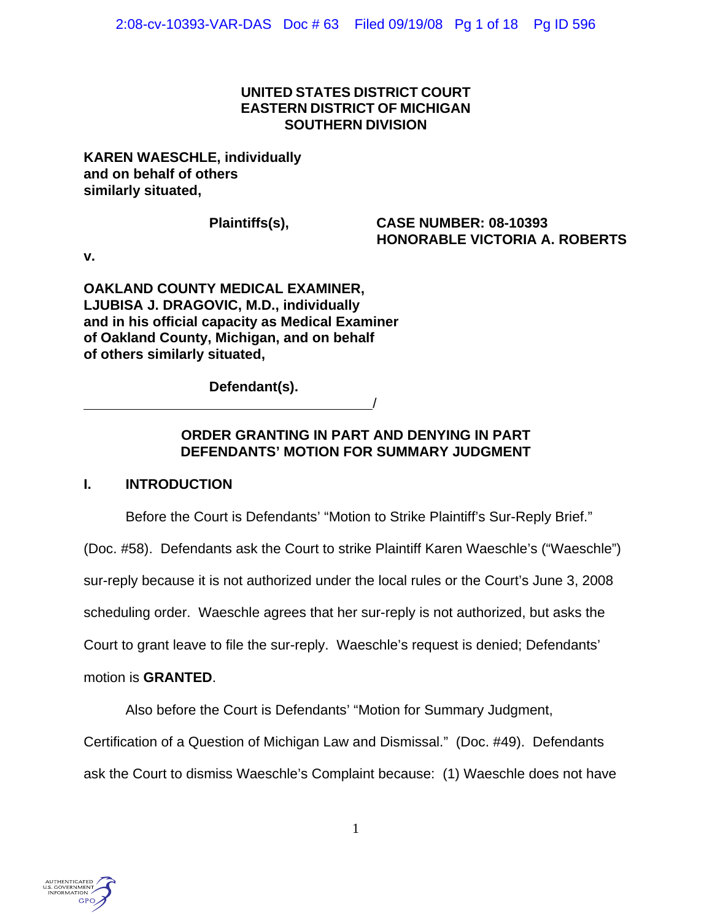**UNITED STATES DISTRICT COURT**
**EASTERN DISTRICT OF MICHIGAN**
**SOUTHERN DIVISION**

**KAREN WAESCHLE, individually and on behalf of others similarly situated,**

**Plaintiffs(s),**

**CASE NUMBER: 08-10393**
**HONORABLE VICTORIA A. ROBERTS**

**v.**

**OAKLAND COUNTY MEDICAL EXAMINER, LJUBISA J. DRAGOVIC, M.D., individually and in his official capacity as Medical Examiner of Oakland County, Michigan, and on behalf of others similarly situated,**

**Defendant(s).**

**ORDER GRANTING IN PART AND DENYING IN PART DEFENDANTS' MOTION FOR SUMMARY JUDGMENT**

## I. INTRODUCTION

Before the Court is Defendants' "Motion to Strike Plaintiff's Sur-Reply Brief." (Doc. #58). Defendants ask the Court to strike Plaintiff Karen Waeschle's ("Waeschle") sur-reply because it is not authorized under the local rules or the Court's June 3, 2008 scheduling order. Waeschle agrees that her sur-reply is not authorized, but asks the Court to grant leave to file the sur-reply. Waeschle's request is denied; Defendants' motion is **GRANTED**.

Also before the Court is Defendants' "Motion for Summary Judgment, Certification of a Question of Michigan Law and Dismissal." (Doc. #49). Defendants ask the Court to dismiss Waeschle's Complaint because: (1) Waeschle does not have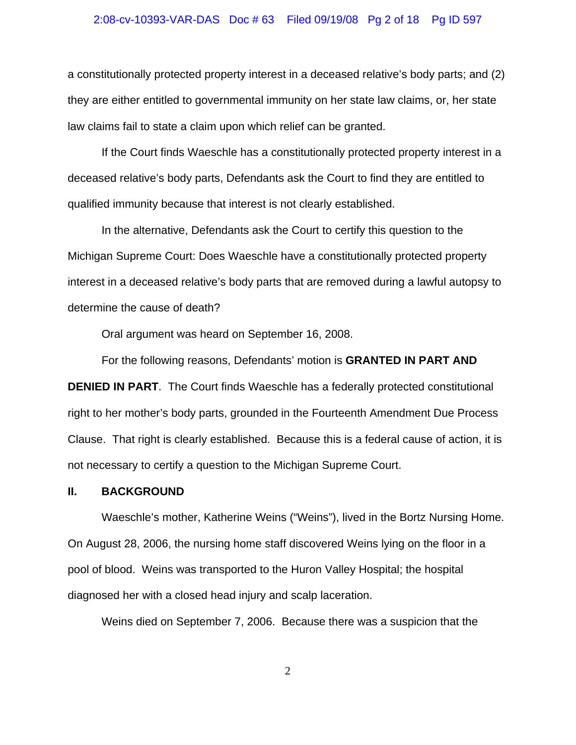a constitutionally protected property interest in a deceased relative's body parts; and (2) they are either entitled to governmental immunity on her state law claims, or, her state law claims fail to state a claim upon which relief can be granted.

If the Court finds Waeschle has a constitutionally protected property interest in a deceased relative's body parts, Defendants ask the Court to find they are entitled to qualified immunity because that interest is not clearly established.

In the alternative, Defendants ask the Court to certify this question to the Michigan Supreme Court: Does Waeschle have a constitutionally protected property interest in a deceased relative's body parts that are removed during a lawful autopsy to determine the cause of death?

Oral argument was heard on September 16, 2008.

For the following reasons, Defendants' motion is **GRANTED IN PART AND DENIED IN PART**. The Court finds Waeschle has a federally protected constitutional right to her mother's body parts, grounded in the Fourteenth Amendment Due Process Clause. That right is clearly established. Because this is a federal cause of action, it is not necessary to certify a question to the Michigan Supreme Court.

## II. BACKGROUND

Waeschle's mother, Katherine Weins ("Weins"), lived in the Bortz Nursing Home. On August 28, 2006, the nursing home staff discovered Weins lying on the floor in a pool of blood. Weins was transported to the Huron Valley Hospital; the hospital diagnosed her with a closed head injury and scalp laceration.

Weins died on September 7, 2006. Because there was a suspicion that the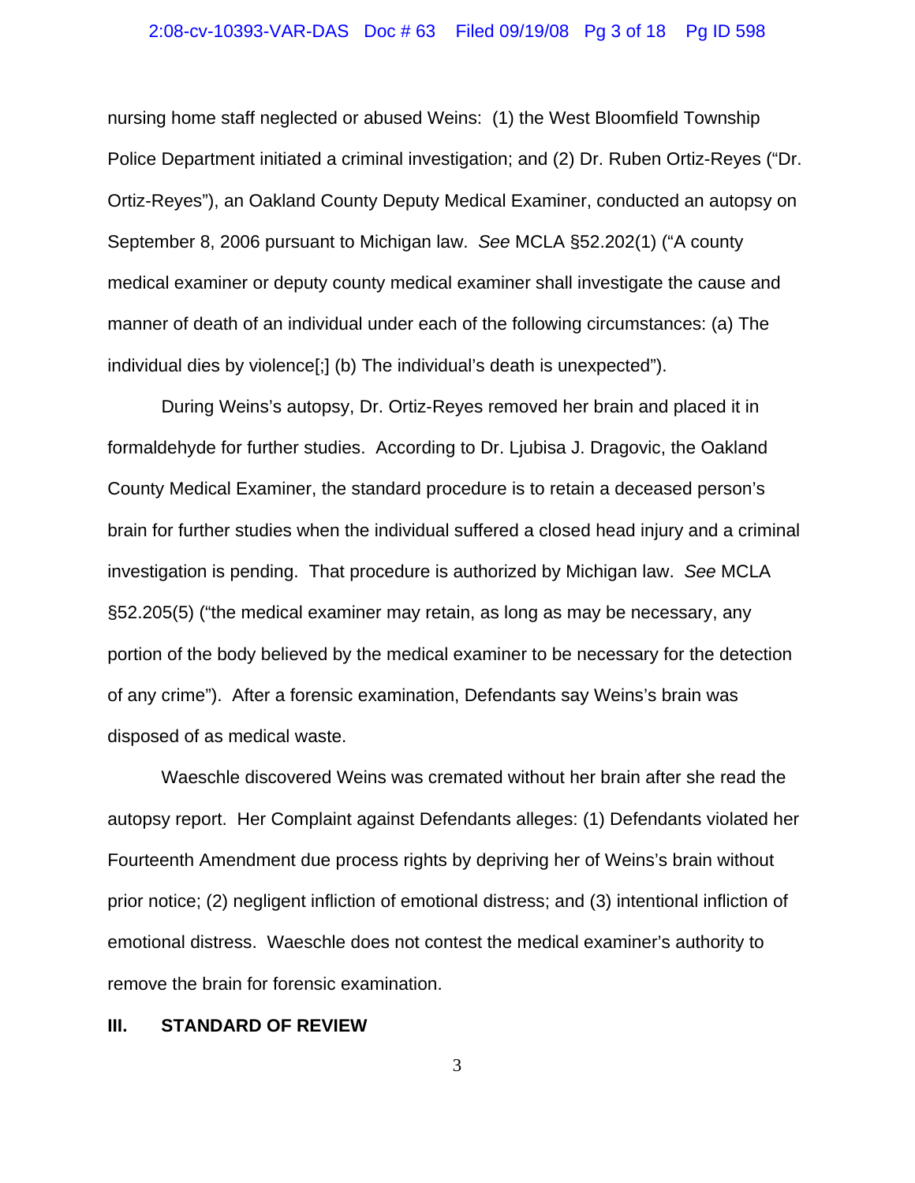nursing home staff neglected or abused Weins: (1) the West Bloomfield Township Police Department initiated a criminal investigation; and (2) Dr. Ruben Ortiz-Reyes ("Dr. Ortiz-Reyes"), an Oakland County Deputy Medical Examiner, conducted an autopsy on September 8, 2006 pursuant to Michigan law. *See* MCLA §52.202(1) ("A county medical examiner or deputy county medical examiner shall investigate the cause and manner of death of an individual under each of the following circumstances: (a) The individual dies by violence[;] (b) The individual's death is unexpected").

During Weins's autopsy, Dr. Ortiz-Reyes removed her brain and placed it in formaldehyde for further studies. According to Dr. Ljubisa J. Dragovic, the Oakland County Medical Examiner, the standard procedure is to retain a deceased person's brain for further studies when the individual suffered a closed head injury and a criminal investigation is pending. That procedure is authorized by Michigan law. *See* MCLA §52.205(5) ("the medical examiner may retain, as long as may be necessary, any portion of the body believed by the medical examiner to be necessary for the detection of any crime"). After a forensic examination, Defendants say Weins's brain was disposed of as medical waste.

Waeschle discovered Weins was cremated without her brain after she read the autopsy report. Her Complaint against Defendants alleges: (1) Defendants violated her Fourteenth Amendment due process rights by depriving her of Weins's brain without prior notice; (2) negligent infliction of emotional distress; and (3) intentional infliction of emotional distress. Waeschle does not contest the medical examiner's authority to remove the brain for forensic examination.

## III. STANDARD OF REVIEW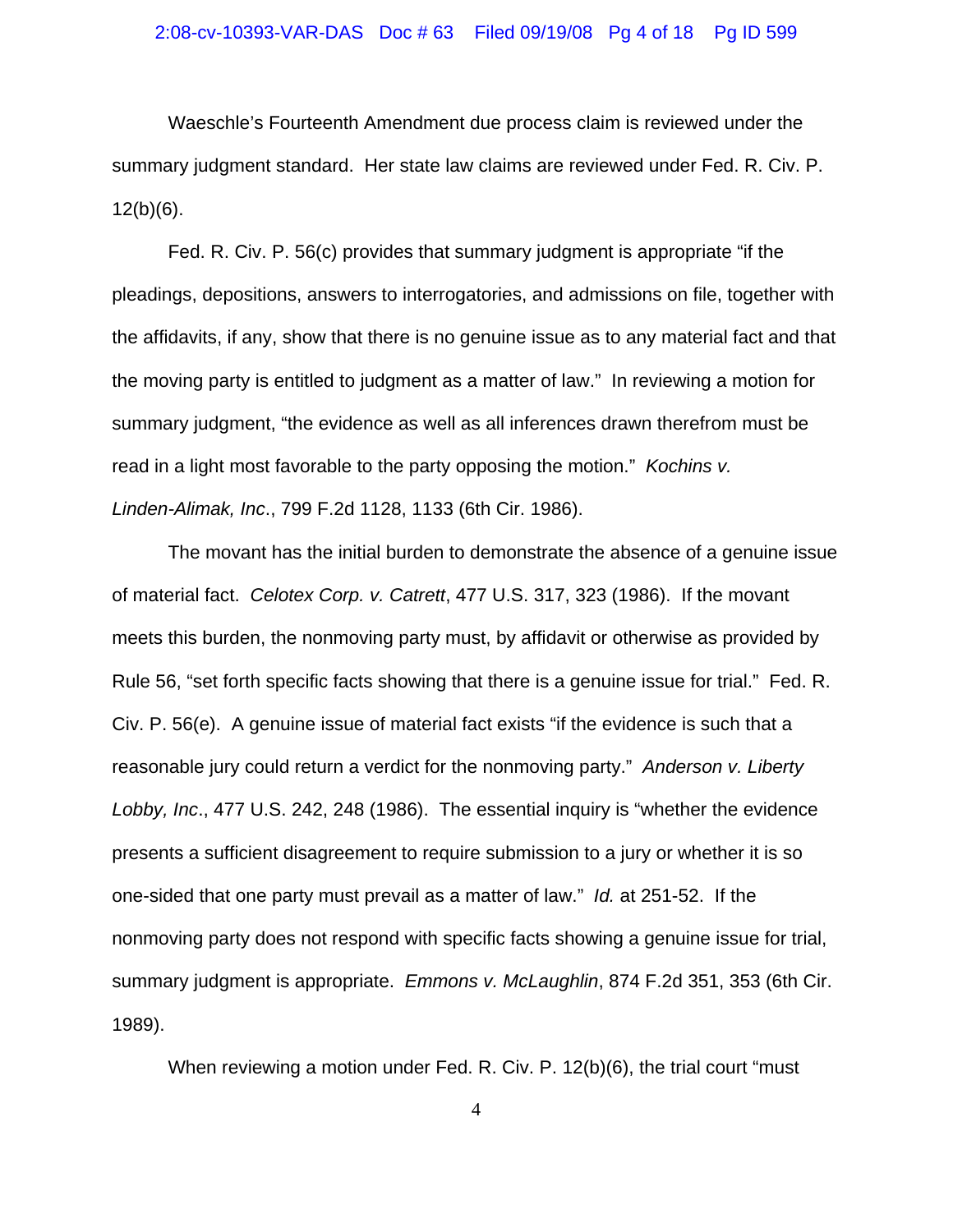Waeschle's Fourteenth Amendment due process claim is reviewed under the summary judgment standard. Her state law claims are reviewed under Fed. R. Civ. P. 12(b)(6).

Fed. R. Civ. P. 56(c) provides that summary judgment is appropriate "if the pleadings, depositions, answers to interrogatories, and admissions on file, together with the affidavits, if any, show that there is no genuine issue as to any material fact and that the moving party is entitled to judgment as a matter of law." In reviewing a motion for summary judgment, "the evidence as well as all inferences drawn therefrom must be read in a light most favorable to the party opposing the motion." *Kochins v. Linden-Alimak, Inc*., 799 F.2d 1128, 1133 (6th Cir. 1986).

The movant has the initial burden to demonstrate the absence of a genuine issue of material fact. *Celotex Corp. v. Catrett*, 477 U.S. 317, 323 (1986). If the movant meets this burden, the nonmoving party must, by affidavit or otherwise as provided by Rule 56, "set forth specific facts showing that there is a genuine issue for trial." Fed. R. Civ. P. 56(e). A genuine issue of material fact exists "if the evidence is such that a reasonable jury could return a verdict for the nonmoving party." *Anderson v. Liberty Lobby, Inc*., 477 U.S. 242, 248 (1986). The essential inquiry is "whether the evidence presents a sufficient disagreement to require submission to a jury or whether it is so one-sided that one party must prevail as a matter of law." *Id.* at 251-52. If the nonmoving party does not respond with specific facts showing a genuine issue for trial, summary judgment is appropriate. *Emmons v. McLaughlin*, 874 F.2d 351, 353 (6th Cir. 1989).

When reviewing a motion under Fed. R. Civ. P. 12(b)(6), the trial court "must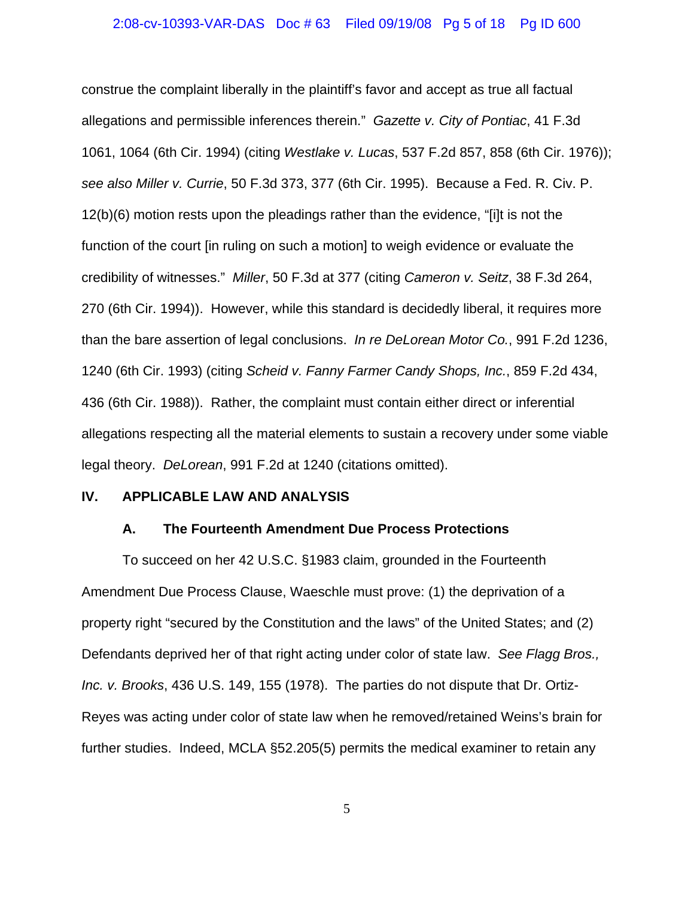construe the complaint liberally in the plaintiff's favor and accept as true all factual allegations and permissible inferences therein." *Gazette v. City of Pontiac*, 41 F.3d 1061, 1064 (6th Cir. 1994) (citing *Westlake v. Lucas*, 537 F.2d 857, 858 (6th Cir. 1976)); *see also Miller v. Currie*, 50 F.3d 373, 377 (6th Cir. 1995). Because a Fed. R. Civ. P. 12(b)(6) motion rests upon the pleadings rather than the evidence, "[i]t is not the function of the court [in ruling on such a motion] to weigh evidence or evaluate the credibility of witnesses." *Miller*, 50 F.3d at 377 (citing *Cameron v. Seitz*, 38 F.3d 264, 270 (6th Cir. 1994)). However, while this standard is decidedly liberal, it requires more than the bare assertion of legal conclusions. *In re DeLorean Motor Co.*, 991 F.2d 1236, 1240 (6th Cir. 1993) (citing *Scheid v. Fanny Farmer Candy Shops, Inc.*, 859 F.2d 434, 436 (6th Cir. 1988)). Rather, the complaint must contain either direct or inferential allegations respecting all the material elements to sustain a recovery under some viable legal theory. *DeLorean*, 991 F.2d at 1240 (citations omitted).

## IV. APPLICABLE LAW AND ANALYSIS

### A. The Fourteenth Amendment Due Process Protections

To succeed on her 42 U.S.C. §1983 claim, grounded in the Fourteenth Amendment Due Process Clause, Waeschle must prove: (1) the deprivation of a property right "secured by the Constitution and the laws" of the United States; and (2) Defendants deprived her of that right acting under color of state law. *See Flagg Bros., Inc. v. Brooks*, 436 U.S. 149, 155 (1978). The parties do not dispute that Dr. Ortiz-Reyes was acting under color of state law when he removed/retained Weins's brain for further studies. Indeed, MCLA §52.205(5) permits the medical examiner to retain any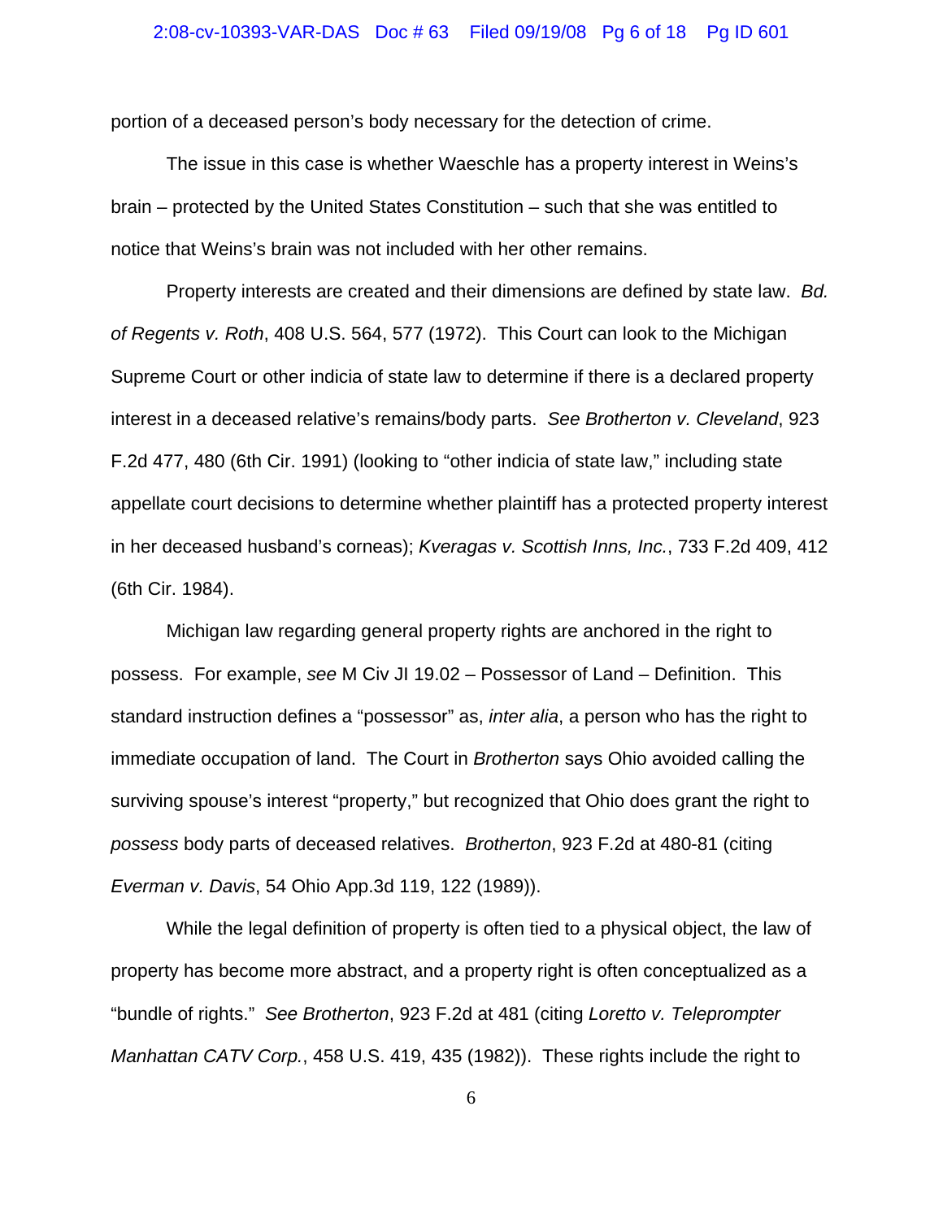portion of a deceased person's body necessary for the detection of crime.

The issue in this case is whether Waeschle has a property interest in Weins's brain – protected by the United States Constitution – such that she was entitled to notice that Weins's brain was not included with her other remains.

Property interests are created and their dimensions are defined by state law. *Bd. of Regents v. Roth*, 408 U.S. 564, 577 (1972). This Court can look to the Michigan Supreme Court or other indicia of state law to determine if there is a declared property interest in a deceased relative's remains/body parts. *See Brotherton v. Cleveland*, 923 F.2d 477, 480 (6th Cir. 1991) (looking to "other indicia of state law," including state appellate court decisions to determine whether plaintiff has a protected property interest in her deceased husband's corneas); *Kveragas v. Scottish Inns, Inc.*, 733 F.2d 409, 412 (6th Cir. 1984).

Michigan law regarding general property rights are anchored in the right to possess. For example, *see* M Civ JI 19.02 – Possessor of Land – Definition. This standard instruction defines a "possessor" as, *inter alia*, a person who has the right to immediate occupation of land. The Court in *Brotherton* says Ohio avoided calling the surviving spouse's interest "property," but recognized that Ohio does grant the right to *possess* body parts of deceased relatives. *Brotherton*, 923 F.2d at 480-81 (citing *Everman v. Davis*, 54 Ohio App.3d 119, 122 (1989)).

While the legal definition of property is often tied to a physical object, the law of property has become more abstract, and a property right is often conceptualized as a "bundle of rights." *See Brotherton*, 923 F.2d at 481 (citing *Loretto v. Teleprompter Manhattan CATV Corp.*, 458 U.S. 419, 435 (1982)). These rights include the right to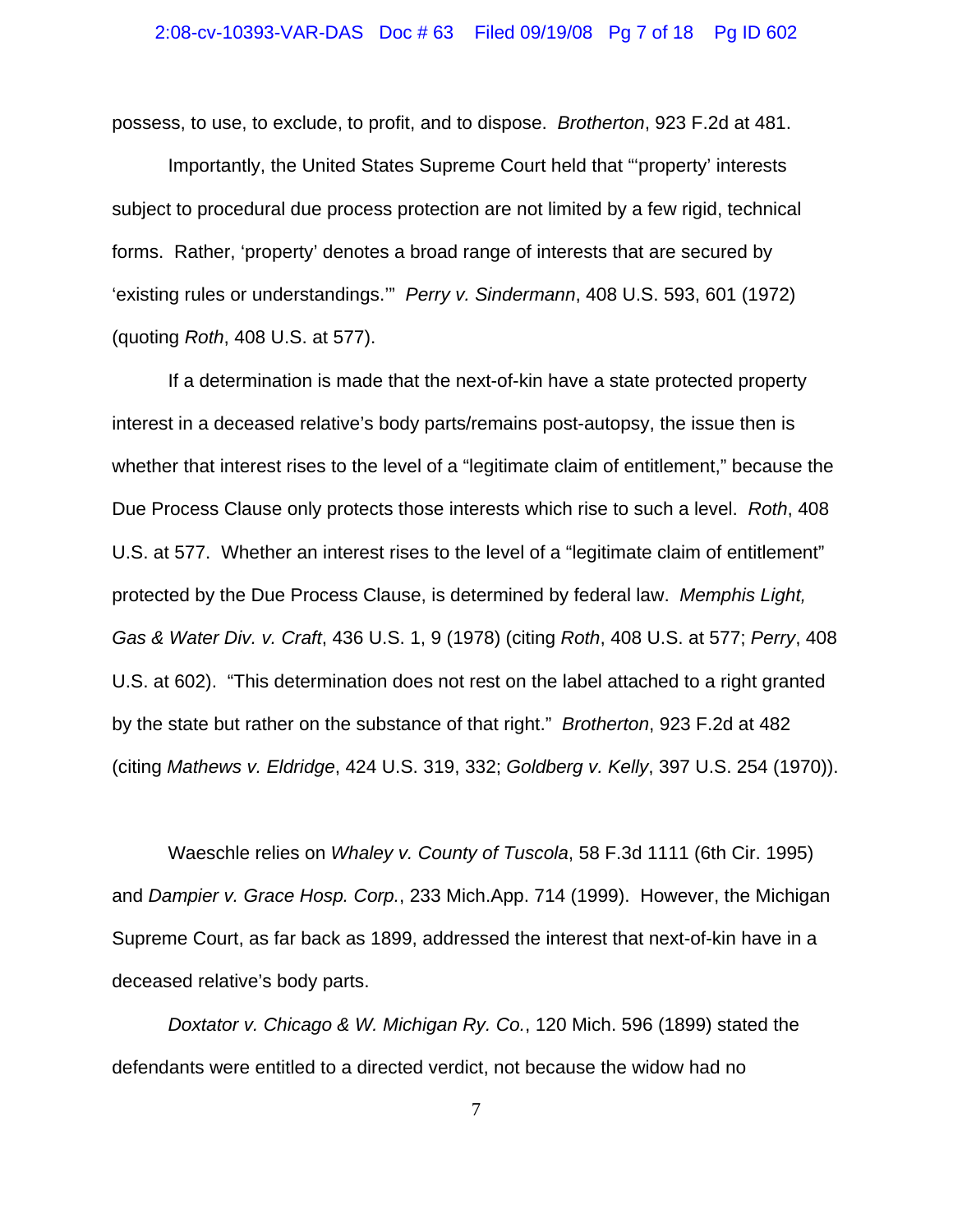possess, to use, to exclude, to profit, and to dispose. *Brotherton*, 923 F.2d at 481.

Importantly, the United States Supreme Court held that "'property' interests subject to procedural due process protection are not limited by a few rigid, technical forms. Rather, 'property' denotes a broad range of interests that are secured by 'existing rules or understandings.'" *Perry v. Sindermann*, 408 U.S. 593, 601 (1972) (quoting *Roth*, 408 U.S. at 577).

If a determination is made that the next-of-kin have a state protected property interest in a deceased relative's body parts/remains post-autopsy, the issue then is whether that interest rises to the level of a "legitimate claim of entitlement," because the Due Process Clause only protects those interests which rise to such a level. *Roth*, 408 U.S. at 577. Whether an interest rises to the level of a "legitimate claim of entitlement" protected by the Due Process Clause, is determined by federal law. *Memphis Light, Gas & Water Div. v. Craft*, 436 U.S. 1, 9 (1978) (citing *Roth*, 408 U.S. at 577; *Perry*, 408 U.S. at 602). "This determination does not rest on the label attached to a right granted by the state but rather on the substance of that right." *Brotherton*, 923 F.2d at 482 (citing *Mathews v. Eldridge*, 424 U.S. 319, 332; *Goldberg v. Kelly*, 397 U.S. 254 (1970)).

Waeschle relies on *Whaley v. County of Tuscola*, 58 F.3d 1111 (6th Cir. 1995) and *Dampier v. Grace Hosp. Corp.*, 233 Mich.App. 714 (1999). However, the Michigan Supreme Court, as far back as 1899, addressed the interest that next-of-kin have in a deceased relative's body parts.

*Doxtator v. Chicago & W. Michigan Ry. Co.*, 120 Mich. 596 (1899) stated the defendants were entitled to a directed verdict, not because the widow had no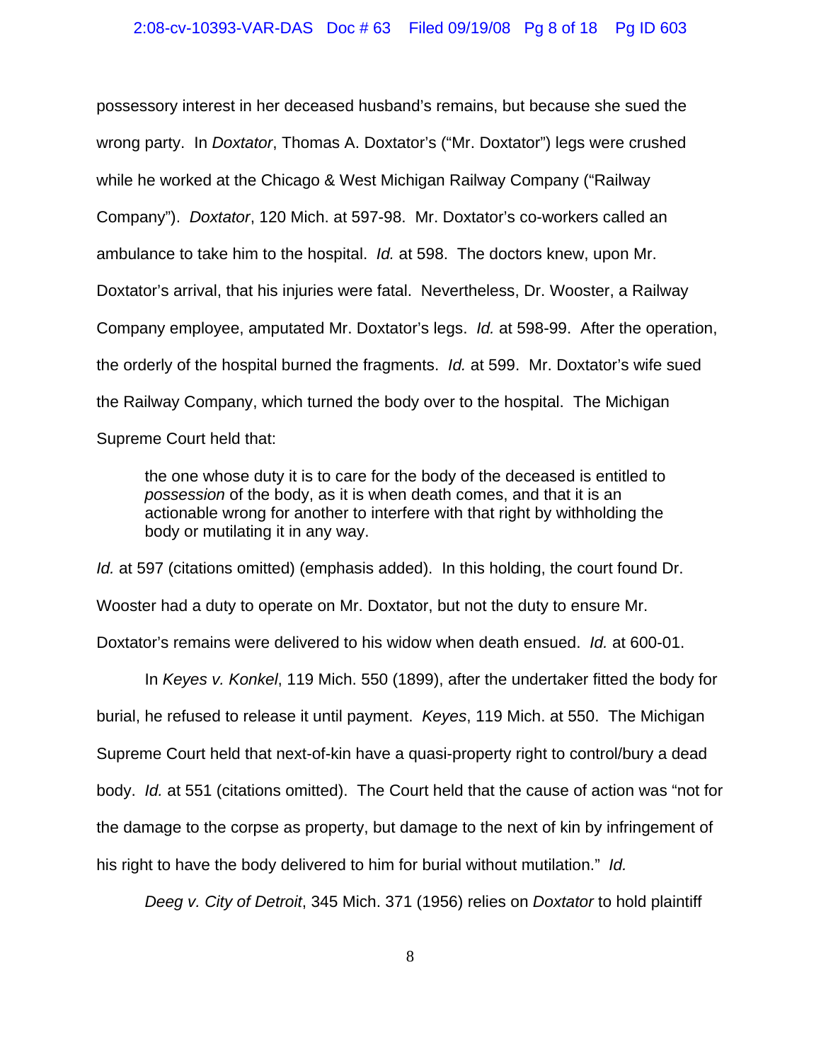possessory interest in her deceased husband's remains, but because she sued the wrong party. In *Doxtator*, Thomas A. Doxtator's ("Mr. Doxtator") legs were crushed while he worked at the Chicago & West Michigan Railway Company ("Railway Company"). *Doxtator*, 120 Mich. at 597-98. Mr. Doxtator's co-workers called an ambulance to take him to the hospital. *Id.* at 598. The doctors knew, upon Mr. Doxtator's arrival, that his injuries were fatal. Nevertheless, Dr. Wooster, a Railway Company employee, amputated Mr. Doxtator's legs. *Id.* at 598-99. After the operation, the orderly of the hospital burned the fragments. *Id.* at 599. Mr. Doxtator's wife sued the Railway Company, which turned the body over to the hospital. The Michigan Supreme Court held that:

> the one whose duty it is to care for the body of the deceased is entitled to *possession* of the body, as it is when death comes, and that it is an actionable wrong for another to interfere with that right by withholding the body or mutilating it in any way.

*Id.* at 597 (citations omitted) (emphasis added). In this holding, the court found Dr. Wooster had a duty to operate on Mr. Doxtator, but not the duty to ensure Mr. Doxtator's remains were delivered to his widow when death ensued. *Id.* at 600-01.

In *Keyes v. Konkel*, 119 Mich. 550 (1899), after the undertaker fitted the body for burial, he refused to release it until payment. *Keyes*, 119 Mich. at 550. The Michigan Supreme Court held that next-of-kin have a quasi-property right to control/bury a dead body. *Id.* at 551 (citations omitted). The Court held that the cause of action was "not for the damage to the corpse as property, but damage to the next of kin by infringement of his right to have the body delivered to him for burial without mutilation." *Id.*

*Deeg v. City of Detroit*, 345 Mich. 371 (1956) relies on *Doxtator* to hold plaintiff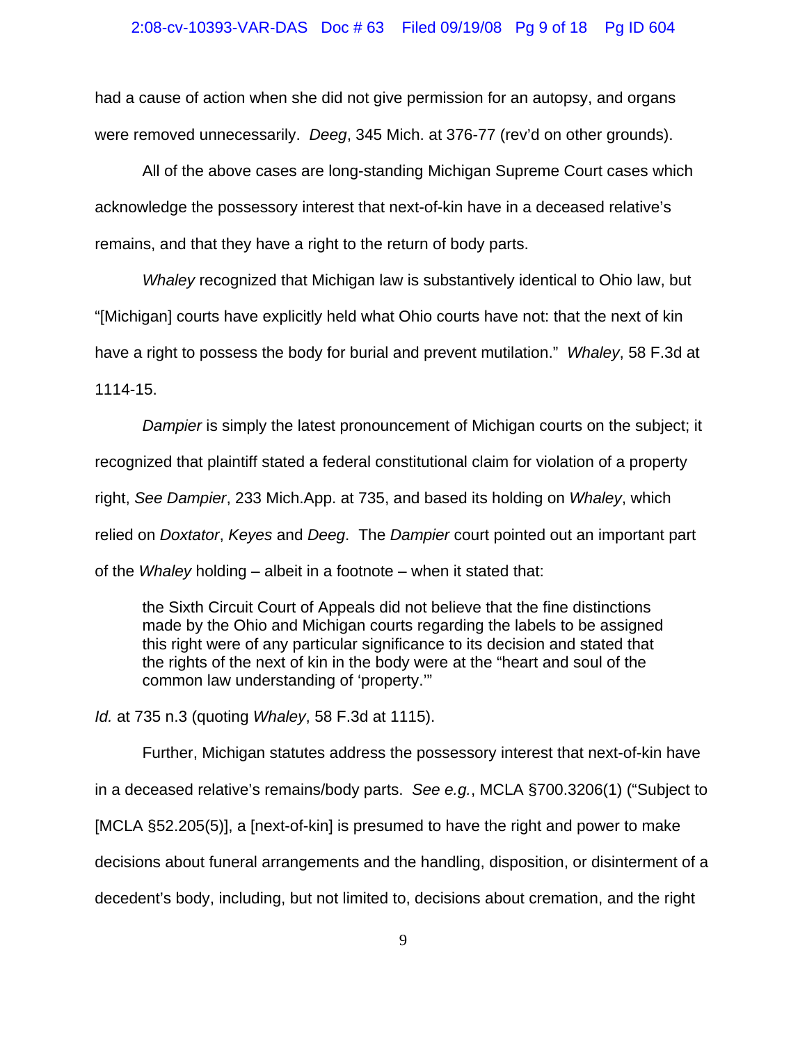had a cause of action when she did not give permission for an autopsy, and organs were removed unnecessarily. *Deeg*, 345 Mich. at 376-77 (rev'd on other grounds).

All of the above cases are long-standing Michigan Supreme Court cases which acknowledge the possessory interest that next-of-kin have in a deceased relative's remains, and that they have a right to the return of body parts.

*Whaley* recognized that Michigan law is substantively identical to Ohio law, but "[Michigan] courts have explicitly held what Ohio courts have not: that the next of kin have a right to possess the body for burial and prevent mutilation." *Whaley*, 58 F.3d at 1114-15.

*Dampier* is simply the latest pronouncement of Michigan courts on the subject; it recognized that plaintiff stated a federal constitutional claim for violation of a property right, *See Dampier*, 233 Mich.App. at 735, and based its holding on *Whaley*, which relied on *Doxtator*, *Keyes* and *Deeg*. The *Dampier* court pointed out an important part of the *Whaley* holding – albeit in a footnote – when it stated that:

> the Sixth Circuit Court of Appeals did not believe that the fine distinctions made by the Ohio and Michigan courts regarding the labels to be assigned this right were of any particular significance to its decision and stated that the rights of the next of kin in the body were at the "heart and soul of the common law understanding of 'property.'"

*Id.* at 735 n.3 (quoting *Whaley*, 58 F.3d at 1115).

Further, Michigan statutes address the possessory interest that next-of-kin have in a deceased relative's remains/body parts. *See e.g.*, MCLA §700.3206(1) ("Subject to [MCLA §52.205(5)], a [next-of-kin] is presumed to have the right and power to make decisions about funeral arrangements and the handling, disposition, or disinterment of a decedent's body, including, but not limited to, decisions about cremation, and the right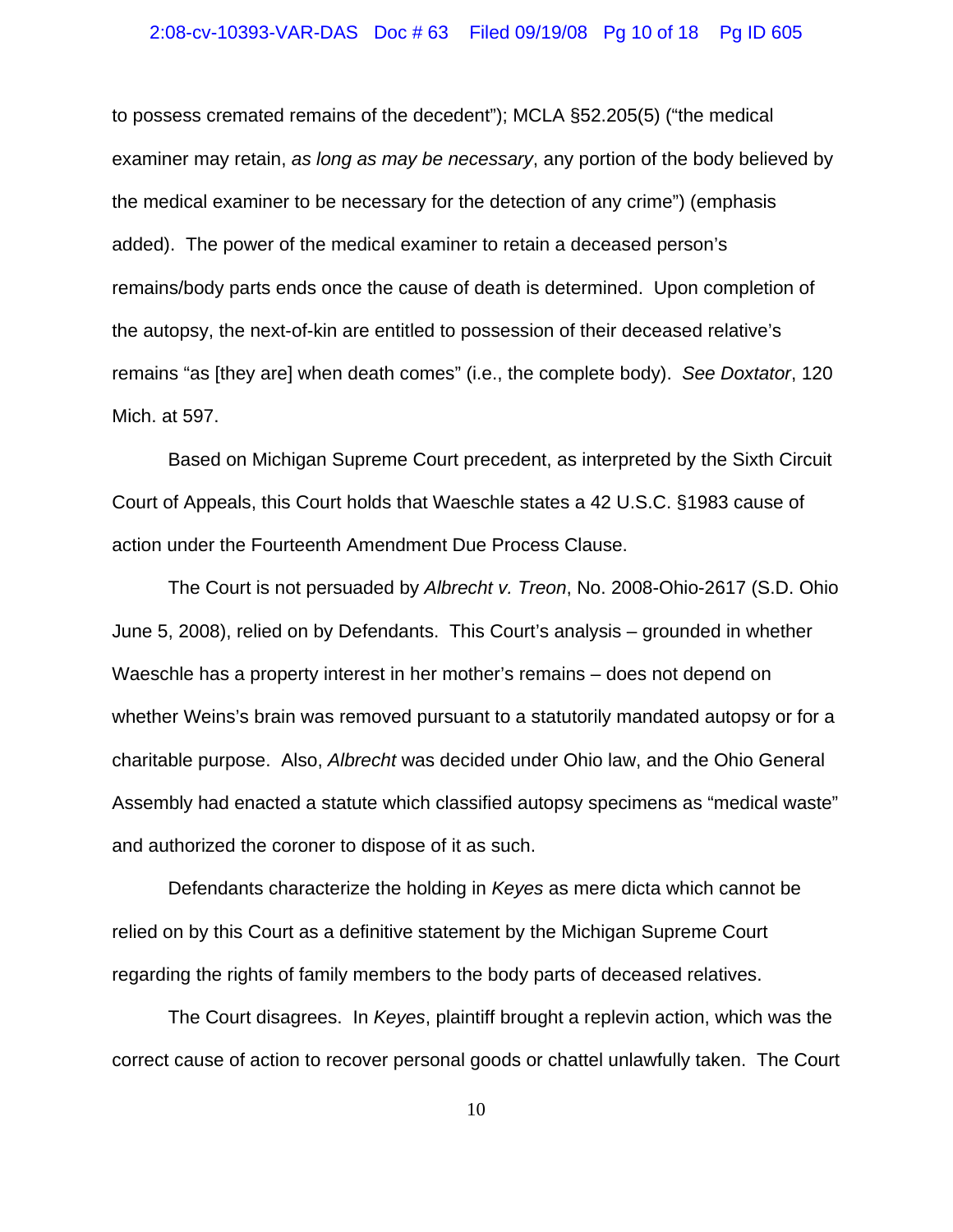to possess cremated remains of the decedent"); MCLA §52.205(5) ("the medical examiner may retain, *as long as may be necessary*, any portion of the body believed by the medical examiner to be necessary for the detection of any crime") (emphasis added). The power of the medical examiner to retain a deceased person's remains/body parts ends once the cause of death is determined. Upon completion of the autopsy, the next-of-kin are entitled to possession of their deceased relative's remains "as [they are] when death comes" (i.e., the complete body). *See Doxtator*, 120 Mich. at 597.

Based on Michigan Supreme Court precedent, as interpreted by the Sixth Circuit Court of Appeals, this Court holds that Waeschle states a 42 U.S.C. §1983 cause of action under the Fourteenth Amendment Due Process Clause.

The Court is not persuaded by *Albrecht v. Treon*, No. 2008-Ohio-2617 (S.D. Ohio June 5, 2008), relied on by Defendants. This Court's analysis – grounded in whether Waeschle has a property interest in her mother's remains – does not depend on whether Weins's brain was removed pursuant to a statutorily mandated autopsy or for a charitable purpose. Also, *Albrecht* was decided under Ohio law, and the Ohio General Assembly had enacted a statute which classified autopsy specimens as "medical waste" and authorized the coroner to dispose of it as such.

Defendants characterize the holding in *Keyes* as mere dicta which cannot be relied on by this Court as a definitive statement by the Michigan Supreme Court regarding the rights of family members to the body parts of deceased relatives.

The Court disagrees. In *Keyes*, plaintiff brought a replevin action, which was the correct cause of action to recover personal goods or chattel unlawfully taken. The Court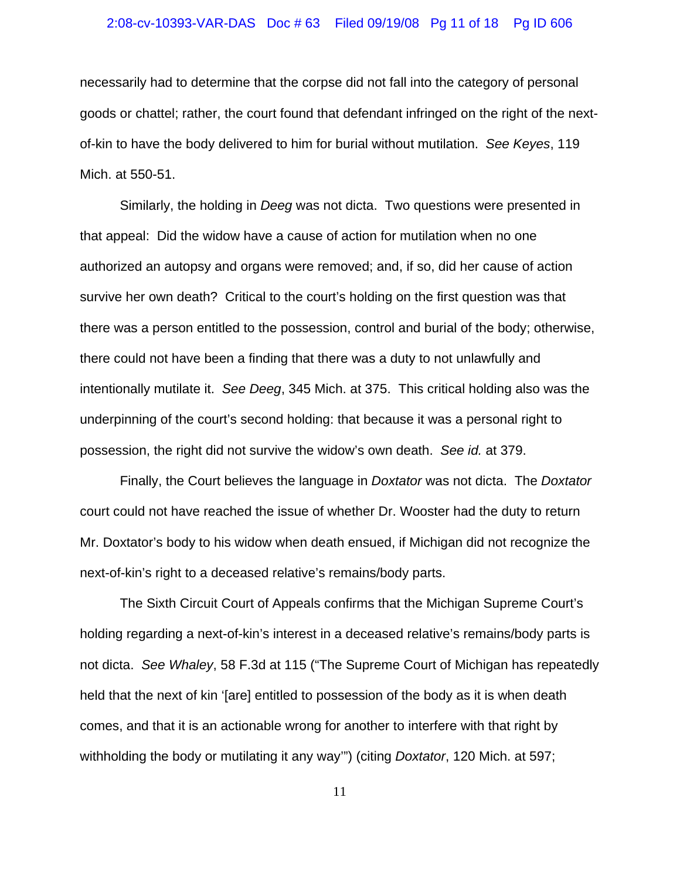necessarily had to determine that the corpse did not fall into the category of personal goods or chattel; rather, the court found that defendant infringed on the right of the next-of-kin to have the body delivered to him for burial without mutilation. *See Keyes*, 119 Mich. at 550-51.

Similarly, the holding in *Deeg* was not dicta. Two questions were presented in that appeal: Did the widow have a cause of action for mutilation when no one authorized an autopsy and organs were removed; and, if so, did her cause of action survive her own death? Critical to the court's holding on the first question was that there was a person entitled to the possession, control and burial of the body; otherwise, there could not have been a finding that there was a duty to not unlawfully and intentionally mutilate it. *See Deeg*, 345 Mich. at 375. This critical holding also was the underpinning of the court's second holding: that because it was a personal right to possession, the right did not survive the widow's own death. *See id.* at 379.

Finally, the Court believes the language in *Doxtator* was not dicta. The *Doxtator* court could not have reached the issue of whether Dr. Wooster had the duty to return Mr. Doxtator's body to his widow when death ensued, if Michigan did not recognize the next-of-kin's right to a deceased relative's remains/body parts.

The Sixth Circuit Court of Appeals confirms that the Michigan Supreme Court's holding regarding a next-of-kin's interest in a deceased relative's remains/body parts is not dicta. *See Whaley*, 58 F.3d at 115 ("The Supreme Court of Michigan has repeatedly held that the next of kin '[are] entitled to possession of the body as it is when death comes, and that it is an actionable wrong for another to interfere with that right by withholding the body or mutilating it any way'") (citing *Doxtator*, 120 Mich. at 597;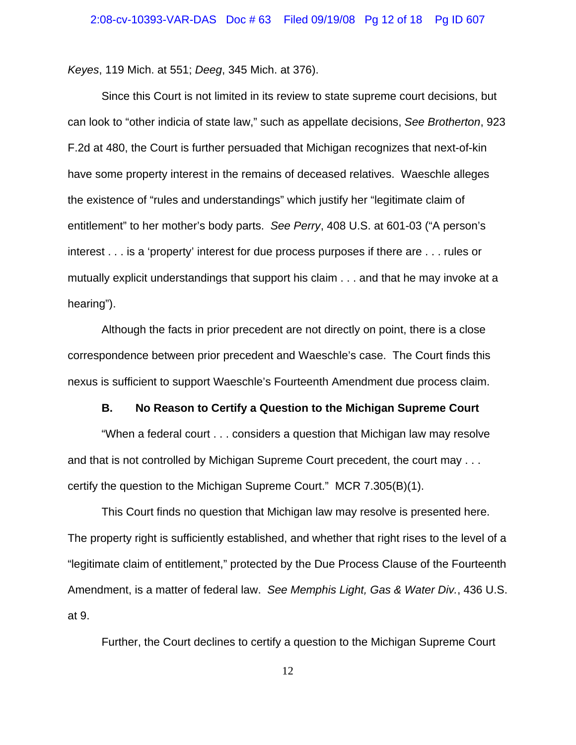*Keyes*, 119 Mich. at 551; *Deeg*, 345 Mich. at 376).

Since this Court is not limited in its review to state supreme court decisions, but can look to "other indicia of state law," such as appellate decisions, *See Brotherton*, 923 F.2d at 480, the Court is further persuaded that Michigan recognizes that next-of-kin have some property interest in the remains of deceased relatives. Waeschle alleges the existence of "rules and understandings" which justify her "legitimate claim of entitlement" to her mother's body parts. *See Perry*, 408 U.S. at 601-03 ("A person's interest . . . is a 'property' interest for due process purposes if there are . . . rules or mutually explicit understandings that support his claim . . . and that he may invoke at a hearing").

Although the facts in prior precedent are not directly on point, there is a close correspondence between prior precedent and Waeschle's case. The Court finds this nexus is sufficient to support Waeschle's Fourteenth Amendment due process claim.

### B. No Reason to Certify a Question to the Michigan Supreme Court

"When a federal court . . . considers a question that Michigan law may resolve and that is not controlled by Michigan Supreme Court precedent, the court may . . . certify the question to the Michigan Supreme Court." MCR 7.305(B)(1).

This Court finds no question that Michigan law may resolve is presented here. The property right is sufficiently established, and whether that right rises to the level of a "legitimate claim of entitlement," protected by the Due Process Clause of the Fourteenth Amendment, is a matter of federal law. *See Memphis Light, Gas & Water Div.*, 436 U.S. at 9.

Further, the Court declines to certify a question to the Michigan Supreme Court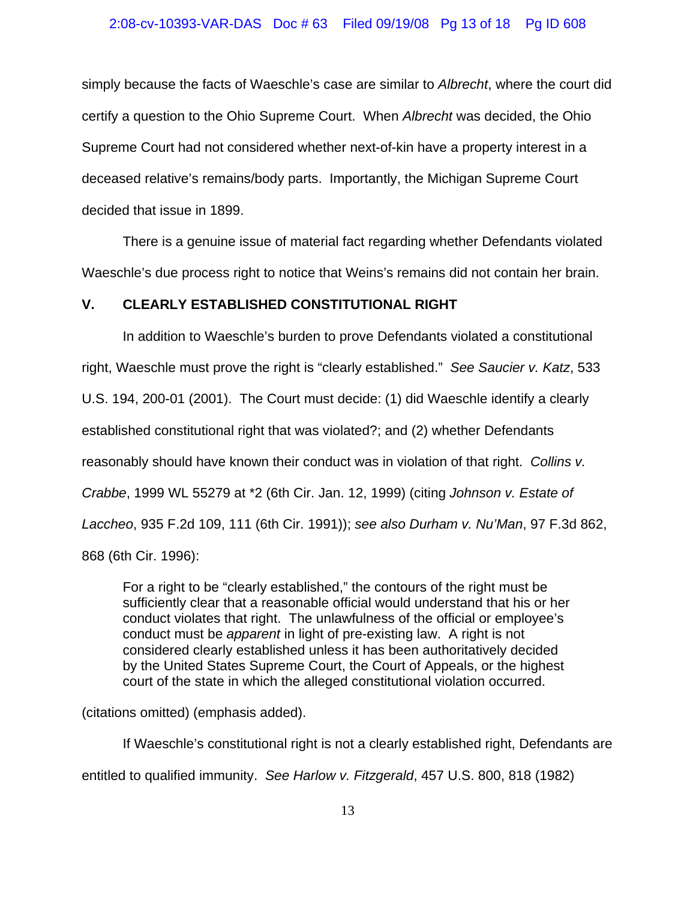simply because the facts of Waeschle's case are similar to *Albrecht*, where the court did certify a question to the Ohio Supreme Court. When *Albrecht* was decided, the Ohio Supreme Court had not considered whether next-of-kin have a property interest in a deceased relative's remains/body parts. Importantly, the Michigan Supreme Court decided that issue in 1899.

There is a genuine issue of material fact regarding whether Defendants violated Waeschle's due process right to notice that Weins's remains did not contain her brain.

## V. CLEARLY ESTABLISHED CONSTITUTIONAL RIGHT

In addition to Waeschle's burden to prove Defendants violated a constitutional right, Waeschle must prove the right is "clearly established." *See Saucier v. Katz*, 533 U.S. 194, 200-01 (2001). The Court must decide: (1) did Waeschle identify a clearly established constitutional right that was violated?; and (2) whether Defendants reasonably should have known their conduct was in violation of that right. *Collins v. Crabbe*, 1999 WL 55279 at *2 (6th Cir. Jan. 12, 1999) (citing *Johnson v. Estate of Laccheo*, 935 F.2d 109, 111 (6th Cir. 1991)); *see also Durham v. Nu'Man*, 97 F.3d 862, 868 (6th Cir. 1996):

> For a right to be "clearly established," the contours of the right must be sufficiently clear that a reasonable official would understand that his or her conduct violates that right. The unlawfulness of the official or employee's conduct must be *apparent* in light of pre-existing law. A right is not considered clearly established unless it has been authoritatively decided by the United States Supreme Court, the Court of Appeals, or the highest court of the state in which the alleged constitutional violation occurred.

(citations omitted) (emphasis added).

If Waeschle's constitutional right is not a clearly established right, Defendants are entitled to qualified immunity. *See Harlow v. Fitzgerald*, 457 U.S. 800, 818 (1982)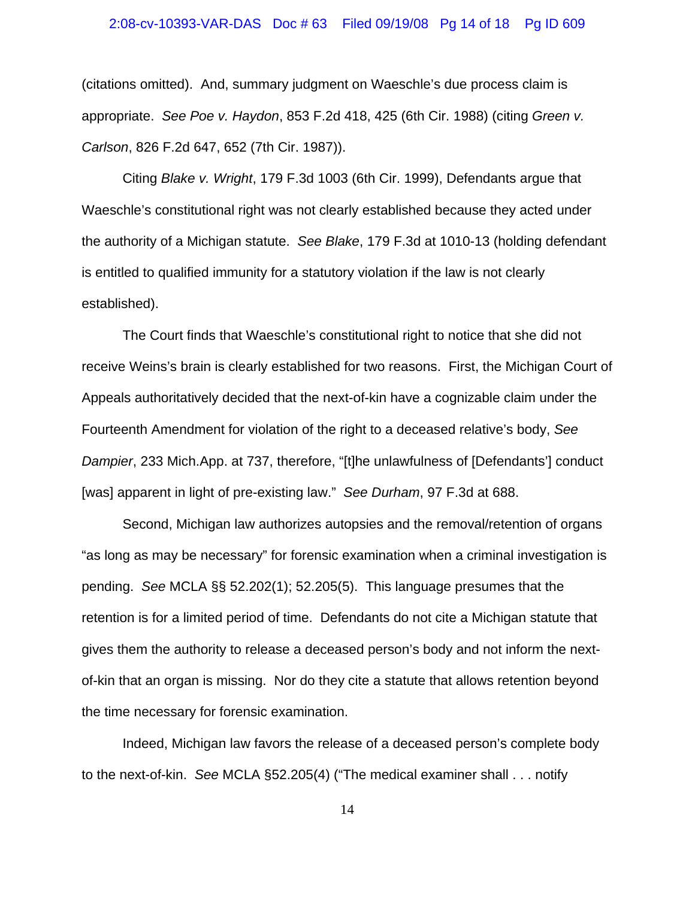(citations omitted). And, summary judgment on Waeschle's due process claim is appropriate. *See Poe v. Haydon*, 853 F.2d 418, 425 (6th Cir. 1988) (citing *Green v. Carlson*, 826 F.2d 647, 652 (7th Cir. 1987)).

Citing *Blake v. Wright*, 179 F.3d 1003 (6th Cir. 1999), Defendants argue that Waeschle's constitutional right was not clearly established because they acted under the authority of a Michigan statute. *See Blake*, 179 F.3d at 1010-13 (holding defendant is entitled to qualified immunity for a statutory violation if the law is not clearly established).

The Court finds that Waeschle's constitutional right to notice that she did not receive Weins's brain is clearly established for two reasons. First, the Michigan Court of Appeals authoritatively decided that the next-of-kin have a cognizable claim under the Fourteenth Amendment for violation of the right to a deceased relative's body, *See Dampier*, 233 Mich.App. at 737, therefore, "[t]he unlawfulness of [Defendants'] conduct [was] apparent in light of pre-existing law." *See Durham*, 97 F.3d at 688.

Second, Michigan law authorizes autopsies and the removal/retention of organs "as long as may be necessary" for forensic examination when a criminal investigation is pending. *See* MCLA §§ 52.202(1); 52.205(5). This language presumes that the retention is for a limited period of time. Defendants do not cite a Michigan statute that gives them the authority to release a deceased person's body and not inform the next-of-kin that an organ is missing. Nor do they cite a statute that allows retention beyond the time necessary for forensic examination.

Indeed, Michigan law favors the release of a deceased person's complete body to the next-of-kin. *See* MCLA §52.205(4) ("The medical examiner shall . . . notify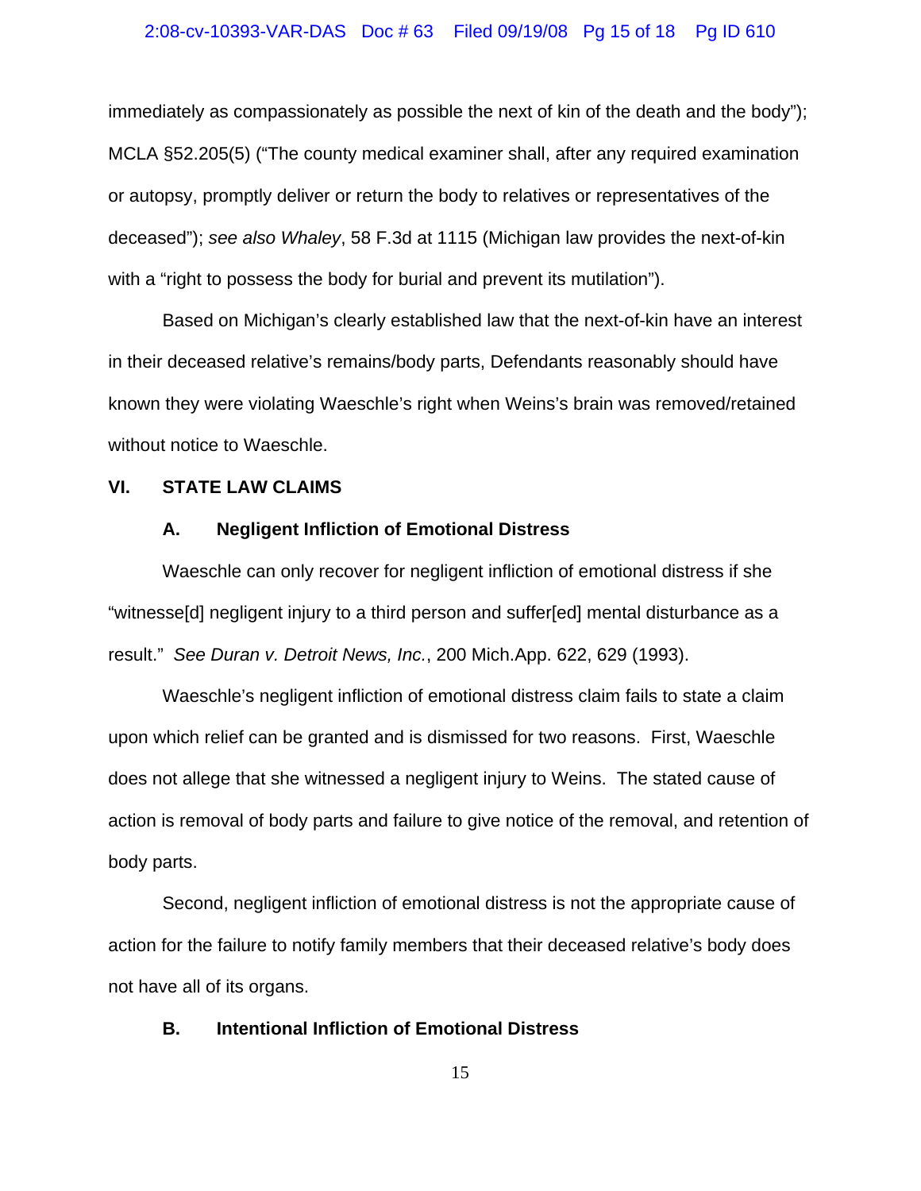immediately as compassionately as possible the next of kin of the death and the body"); MCLA §52.205(5) ("The county medical examiner shall, after any required examination or autopsy, promptly deliver or return the body to relatives or representatives of the deceased"); *see also Whaley*, 58 F.3d at 1115 (Michigan law provides the next-of-kin with a "right to possess the body for burial and prevent its mutilation").

Based on Michigan's clearly established law that the next-of-kin have an interest in their deceased relative's remains/body parts, Defendants reasonably should have known they were violating Waeschle's right when Weins's brain was removed/retained without notice to Waeschle.

## VI. STATE LAW CLAIMS

### A. Negligent Infliction of Emotional Distress

Waeschle can only recover for negligent infliction of emotional distress if she "witnesse[d] negligent injury to a third person and suffer[ed] mental disturbance as a result." *See Duran v. Detroit News, Inc.*, 200 Mich.App. 622, 629 (1993).

Waeschle's negligent infliction of emotional distress claim fails to state a claim upon which relief can be granted and is dismissed for two reasons. First, Waeschle does not allege that she witnessed a negligent injury to Weins. The stated cause of action is removal of body parts and failure to give notice of the removal, and retention of body parts.

Second, negligent infliction of emotional distress is not the appropriate cause of action for the failure to notify family members that their deceased relative's body does not have all of its organs.

### B. Intentional Infliction of Emotional Distress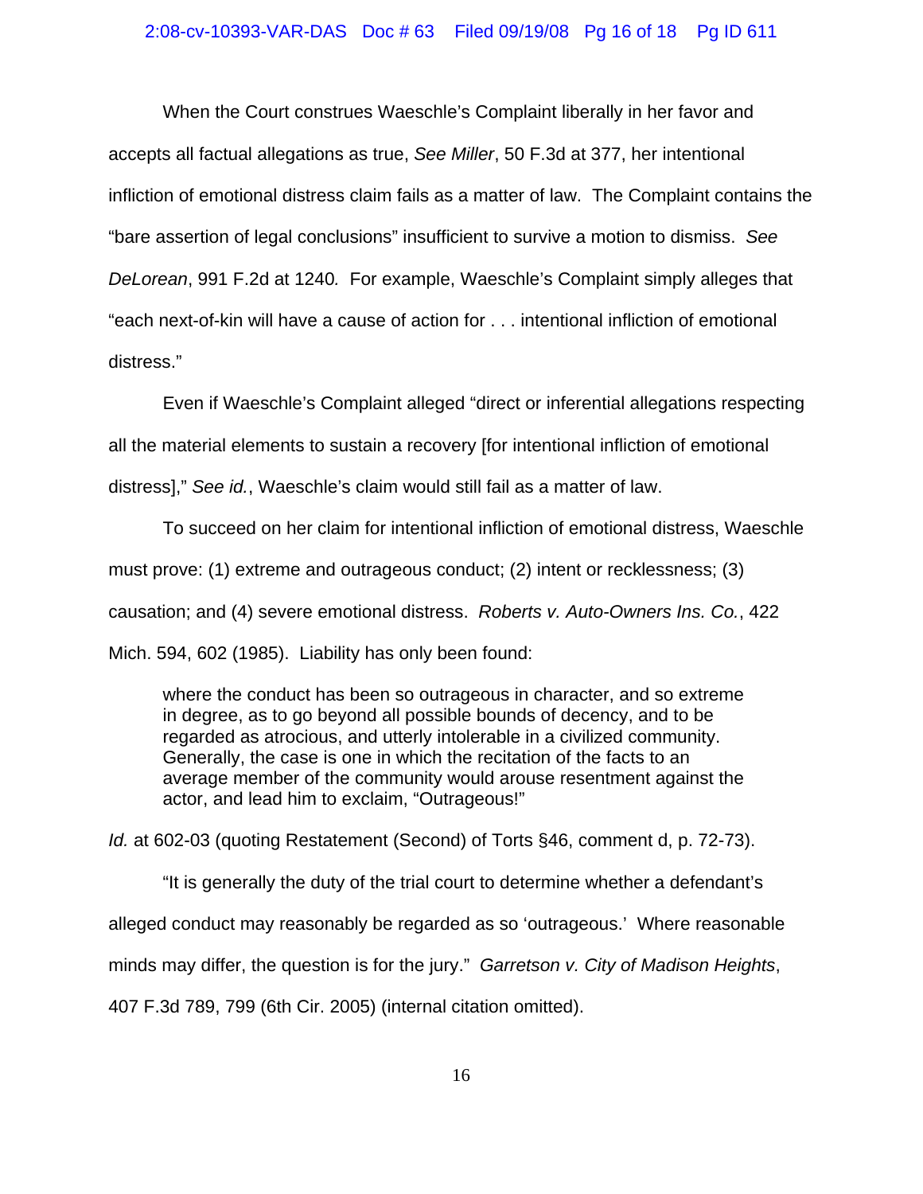When the Court construes Waeschle's Complaint liberally in her favor and accepts all factual allegations as true, *See Miller*, 50 F.3d at 377, her intentional infliction of emotional distress claim fails as a matter of law. The Complaint contains the "bare assertion of legal conclusions" insufficient to survive a motion to dismiss. *See DeLorean*, 991 F.2d at 1240*.* For example, Waeschle's Complaint simply alleges that "each next-of-kin will have a cause of action for . . . intentional infliction of emotional distress."

Even if Waeschle's Complaint alleged "direct or inferential allegations respecting all the material elements to sustain a recovery [for intentional infliction of emotional distress]," *See id.*, Waeschle's claim would still fail as a matter of law.

To succeed on her claim for intentional infliction of emotional distress, Waeschle must prove: (1) extreme and outrageous conduct; (2) intent or recklessness; (3) causation; and (4) severe emotional distress. *Roberts v. Auto-Owners Ins. Co.*, 422 Mich. 594, 602 (1985). Liability has only been found:

> where the conduct has been so outrageous in character, and so extreme in degree, as to go beyond all possible bounds of decency, and to be regarded as atrocious, and utterly intolerable in a civilized community. Generally, the case is one in which the recitation of the facts to an average member of the community would arouse resentment against the actor, and lead him to exclaim, "Outrageous!"

*Id.* at 602-03 (quoting Restatement (Second) of Torts §46, comment d, p. 72-73).

"It is generally the duty of the trial court to determine whether a defendant's alleged conduct may reasonably be regarded as so 'outrageous.' Where reasonable minds may differ, the question is for the jury." *Garretson v. City of Madison Heights*, 407 F.3d 789, 799 (6th Cir. 2005) (internal citation omitted).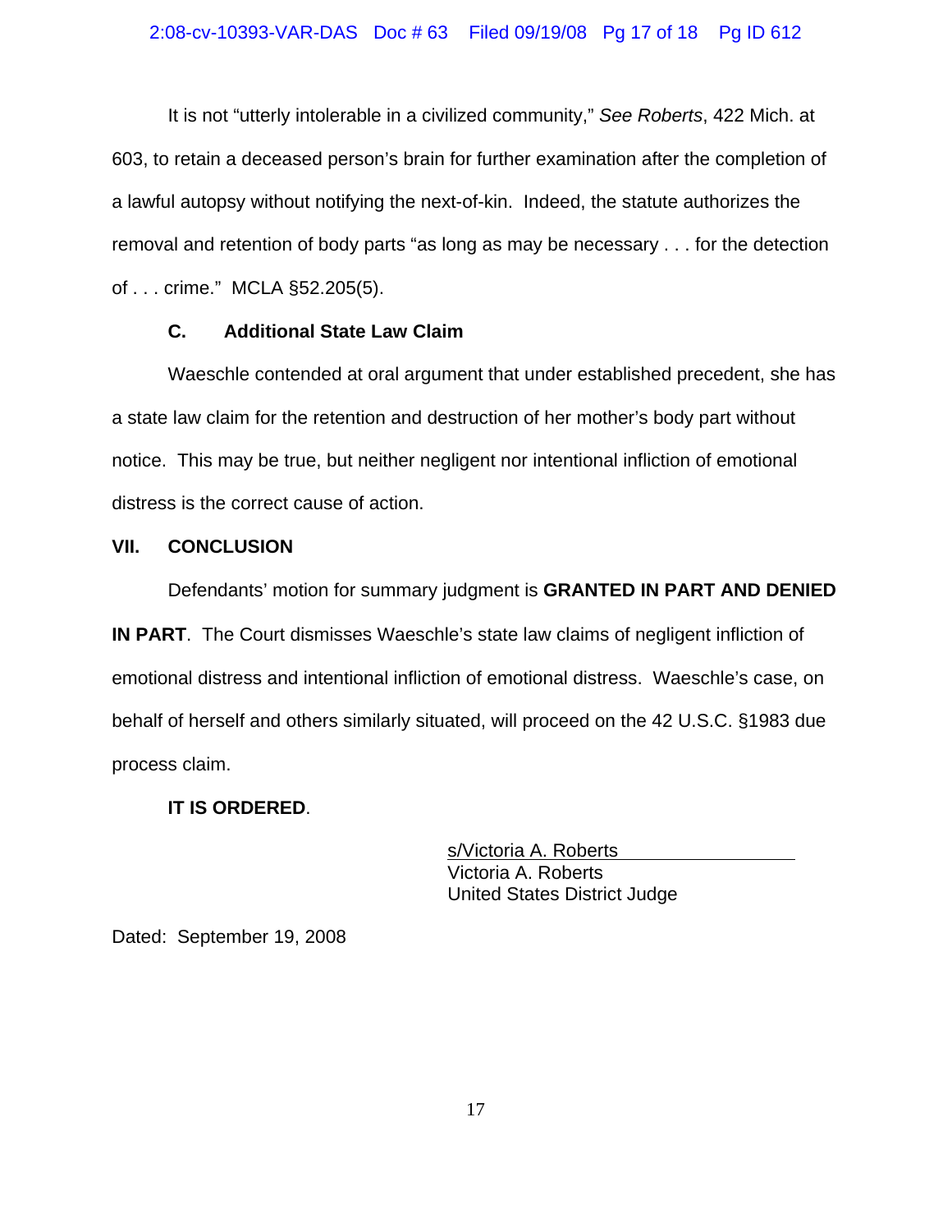It is not "utterly intolerable in a civilized community," *See Roberts*, 422 Mich. at 603, to retain a deceased person's brain for further examination after the completion of a lawful autopsy without notifying the next-of-kin. Indeed, the statute authorizes the removal and retention of body parts "as long as may be necessary . . . for the detection of . . . crime." MCLA §52.205(5).

### C. Additional State Law Claim

Waeschle contended at oral argument that under established precedent, she has a state law claim for the retention and destruction of her mother's body part without notice. This may be true, but neither negligent nor intentional infliction of emotional distress is the correct cause of action.

## VII. CONCLUSION

Defendants' motion for summary judgment is **GRANTED IN PART AND DENIED IN PART**. The Court dismisses Waeschle's state law claims of negligent infliction of emotional distress and intentional infliction of emotional distress. Waeschle's case, on behalf of herself and others similarly situated, will proceed on the 42 U.S.C. §1983 due process claim.

**IT IS ORDERED**.

s/Victoria A. Roberts
Victoria A. Roberts
United States District Judge

Dated: September 19, 2008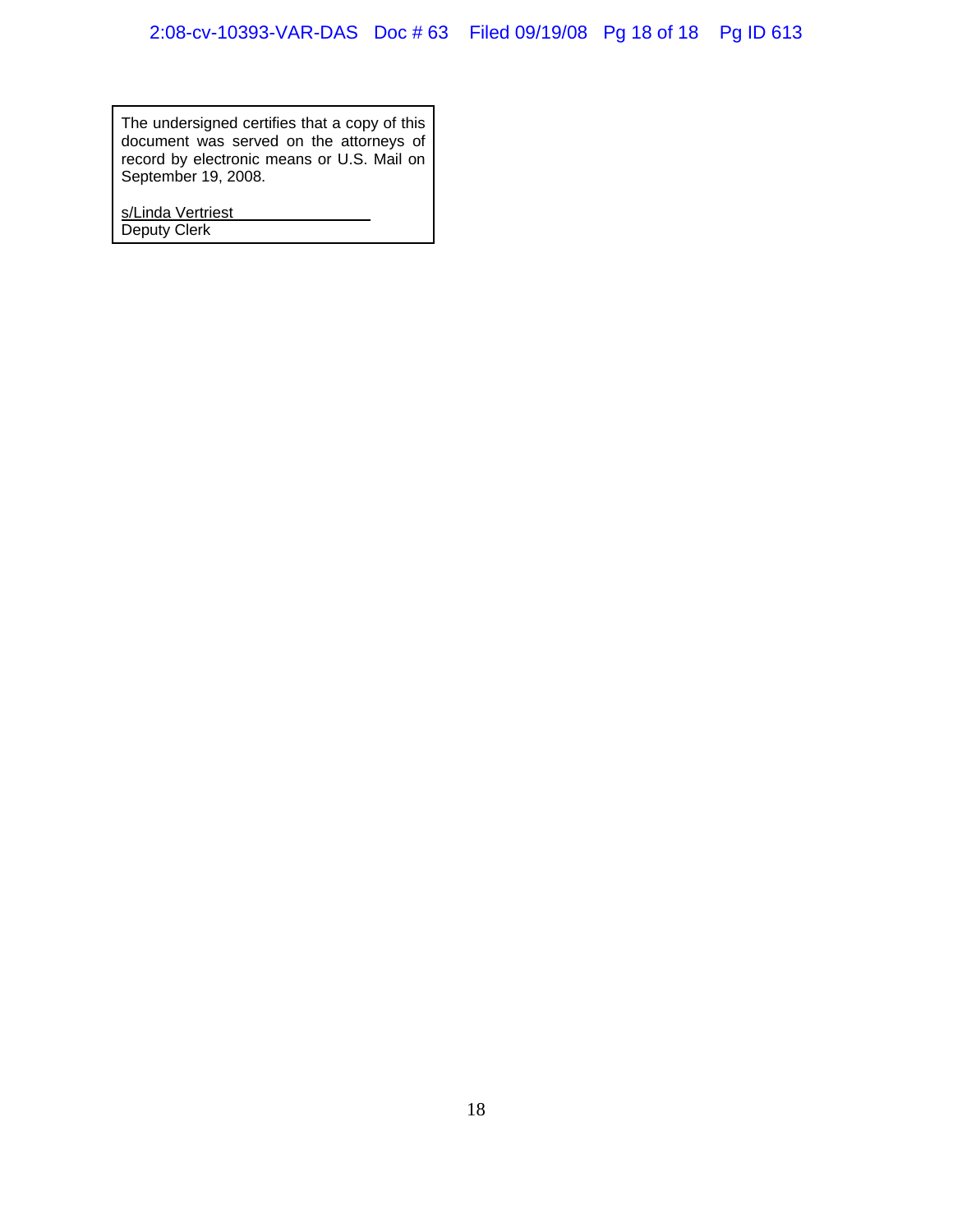The undersigned certifies that a copy of this document was served on the attorneys of record by electronic means or U.S. Mail on September 19, 2008.

s/Linda Vertriest
Deputy Clerk